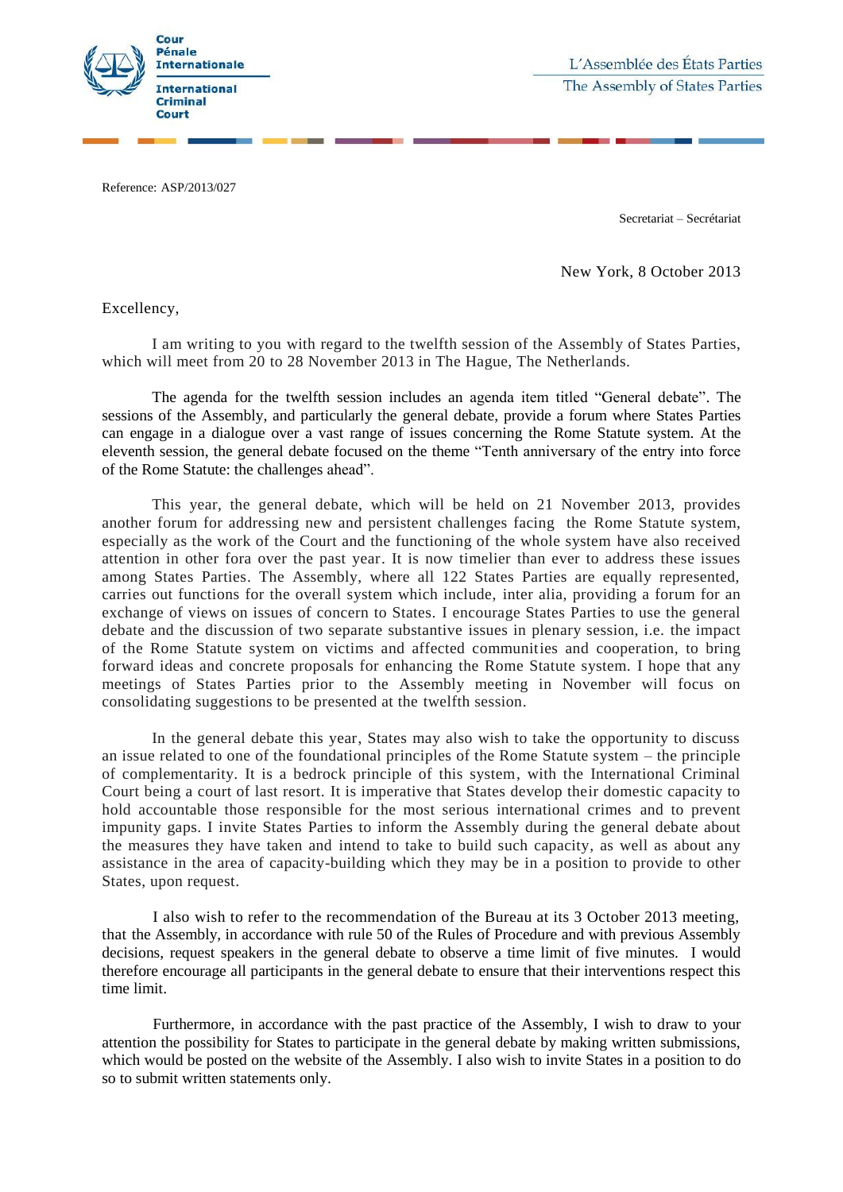Cour Pénale Internationale

International Criminal Court

L'Assemblée des États Parties

The Assembly of States Parties

Reference: ASP/2013/027

Secretariat – Secrétariat

New York, 8 October 2013

Excellency,

I am writing to you with regard to the twelfth session of the Assembly of States Parties, which will meet from 20 to 28 November 2013 in The Hague, The Netherlands.

The agenda for the twelfth session includes an agenda item titled "General debate". The sessions of the Assembly, and particularly the general debate, provide a forum where States Parties can engage in a dialogue over a vast range of issues concerning the Rome Statute system. At the eleventh session, the general debate focused on the theme "Tenth anniversary of the entry into force of the Rome Statute: the challenges ahead".

This year, the general debate, which will be held on 21 November 2013, provides another forum for addressing new and persistent challenges facing the Rome Statute system, especially as the work of the Court and the functioning of the whole system have also received attention in other fora over the past year. It is now timelier than ever to address these issues among States Parties. The Assembly, where all 122 States Parties are equally represented, carries out functions for the overall system which include, inter alia, providing a forum for an exchange of views on issues of concern to States. I encourage States Parties to use the general debate and the discussion of two separate substantive issues in plenary session, i.e. the impact of the Rome Statute system on victims and affected communities and cooperation, to bring forward ideas and concrete proposals for enhancing the Rome Statute system. I hope that any meetings of States Parties prior to the Assembly meeting in November will focus on consolidating suggestions to be presented at the twelfth session.

In the general debate this year, States may also wish to take the opportunity to discuss an issue related to one of the foundational principles of the Rome Statute system – the principle of complementarity. It is a bedrock principle of this system, with the International Criminal Court being a court of last resort. It is imperative that States develop their domestic capacity to hold accountable those responsible for the most serious international crimes and to prevent impunity gaps. I invite States Parties to inform the Assembly during the general debate about the measures they have taken and intend to take to build such capacity, as well as about any assistance in the area of capacity-building which they may be in a position to provide to other States, upon request.

I also wish to refer to the recommendation of the Bureau at its 3 October 2013 meeting, that the Assembly, in accordance with rule 50 of the Rules of Procedure and with previous Assembly decisions, request speakers in the general debate to observe a time limit of five minutes. I would therefore encourage all participants in the general debate to ensure that their interventions respect this time limit.

Furthermore, in accordance with the past practice of the Assembly, I wish to draw to your attention the possibility for States to participate in the general debate by making written submissions, which would be posted on the website of the Assembly. I also wish to invite States in a position to do so to submit written statements only.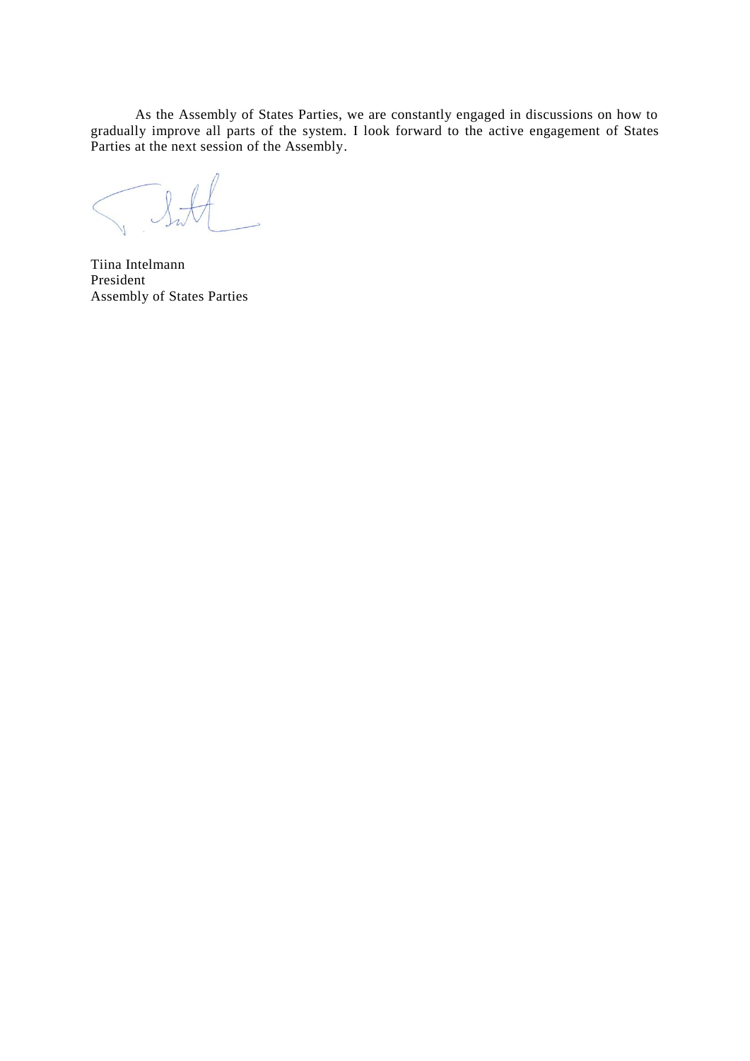As the Assembly of States Parties, we are constantly engaged in discussions on how to gradually improve all parts of the system. I look forward to the active engagement of States Parties at the next session of the Assembly.

Tiina Intelmann
President
Assembly of States Parties